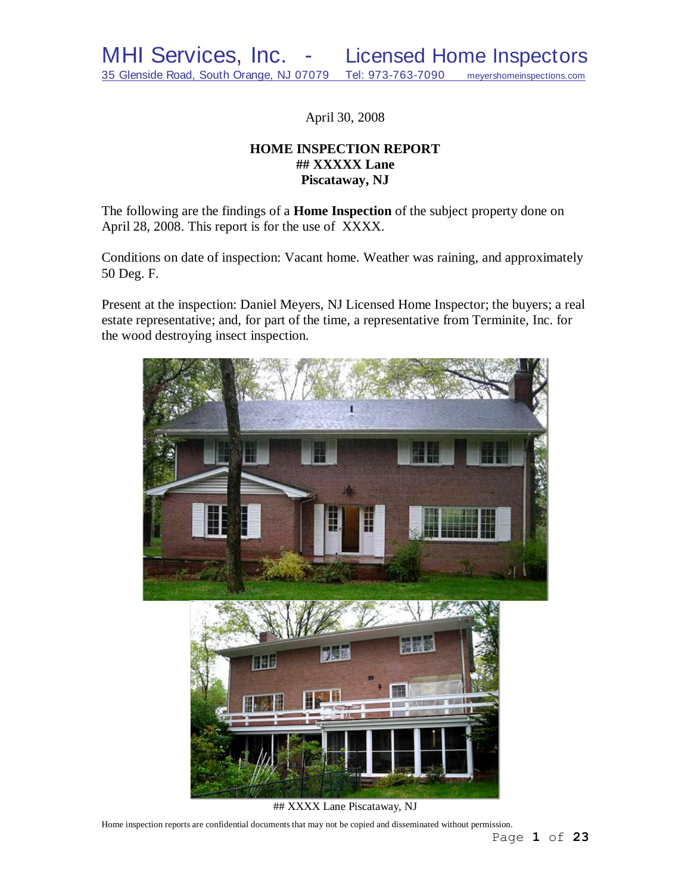MHI Services, Inc. - Licensed Home Inspectors
35 Glenside Road, South Orange, NJ 07079 Tel: 973-763-7090 meyershomeinspections.com

April 30, 2008

**HOME INSPECTION REPORT**
**## XXXXX Lane**
**Piscataway, NJ**

The following are the findings of a **Home Inspection** of the subject property done on April 28, 2008. This report is for the use of XXXX.

Conditions on date of inspection: Vacant home. Weather was raining, and approximately 50 Deg. F.

Present at the inspection: Daniel Meyers, NJ Licensed Home Inspector; the buyers; a real estate representative; and, for part of the time, a representative from Terminite, Inc. for the wood destroying insect inspection.

## XXXX Lane Piscataway, NJ

Home inspection reports are confidential documents that may not be copied and disseminated without permission.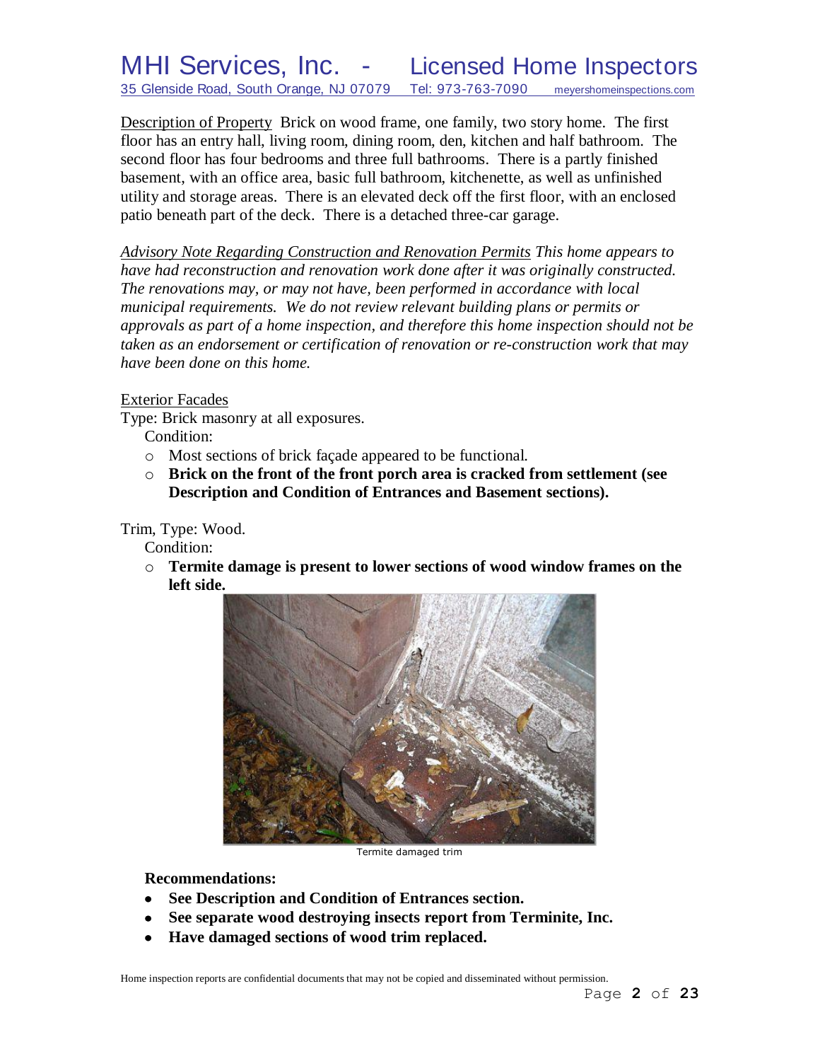<u>Description of Property</u> Brick on wood frame, one family, two story home. The first floor has an entry hall, living room, dining room, den, kitchen and half bathroom. The second floor has four bedrooms and three full bathrooms. There is a partly finished basement, with an office area, basic full bathroom, kitchenette, as well as unfinished utility and storage areas. There is an elevated deck off the first floor, with an enclosed patio beneath part of the deck. There is a detached three-car garage.

*<u>Advisory Note Regarding Construction and Renovation Permits</u> This home appears to have had reconstruction and renovation work done after it was originally constructed. The renovations may, or may not have, been performed in accordance with local municipal requirements. We do not review relevant building plans or permits or approvals as part of a home inspection, and therefore this home inspection should not be taken as an endorsement or certification of renovation or re-construction work that may have been done on this home.*

<u>Exterior Facades</u>

Type: Brick masonry at all exposures.

Condition:

- Most sections of brick façade appeared to be functional.
- **Brick on the front of the front porch area is cracked from settlement (see Description and Condition of Entrances and Basement sections).**

Trim, Type: Wood.

Condition:

- **Termite damage is present to lower sections of wood window frames on the left side.**

Termite damaged trim

**Recommendations:**

- **See Description and Condition of Entrances section.**
- **See separate wood destroying insects report from Terminite, Inc.**
- **Have damaged sections of wood trim replaced.**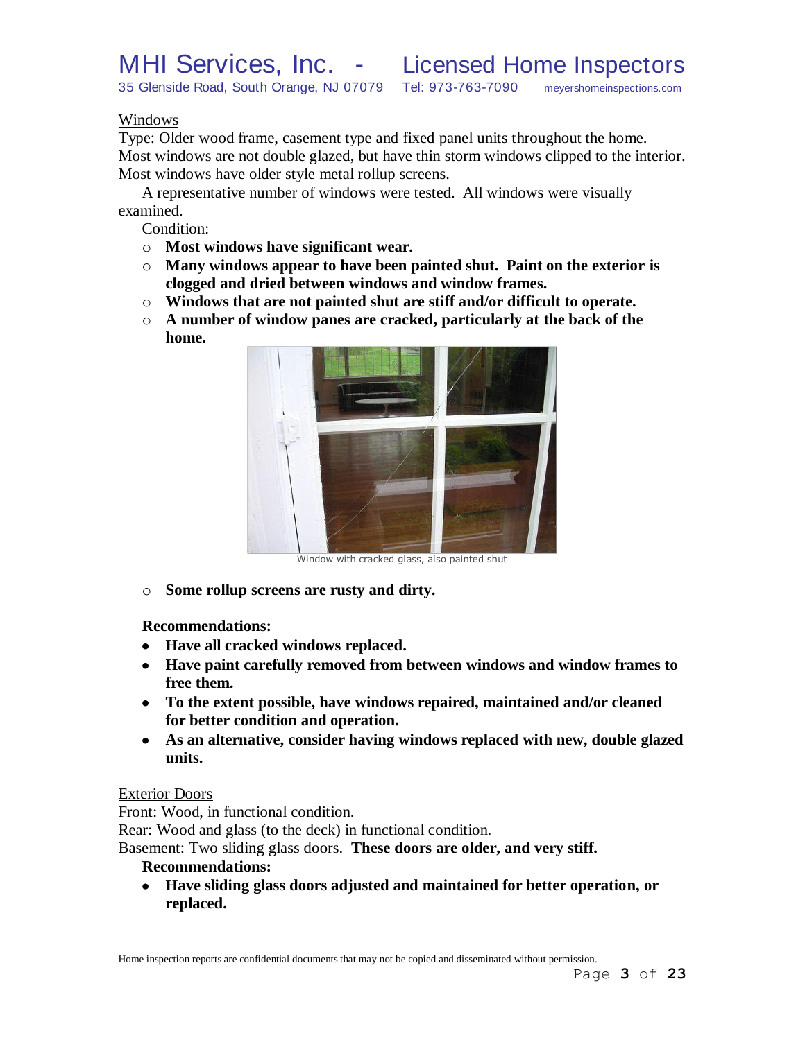## Windows

Type: Older wood frame, casement type and fixed panel units throughout the home.
Most windows are not double glazed, but have thin storm windows clipped to the interior.
Most windows have older style metal rollup screens.

A representative number of windows were tested. All windows were visually examined.

Condition:

- **Most windows have significant wear.**
- **Many windows appear to have been painted shut. Paint on the exterior is clogged and dried between windows and window frames.**
- **Windows that are not painted shut are stiff and/or difficult to operate.**
- **A number of window panes are cracked, particularly at the back of the home.**

Window with cracked glass, also painted shut

- **Some rollup screens are rusty and dirty.**

**Recommendations:**

- **Have all cracked windows replaced.**
- **Have paint carefully removed from between windows and window frames to free them.**
- **To the extent possible, have windows repaired, maintained and/or cleaned for better condition and operation.**
- **As an alternative, consider having windows replaced with new, double glazed units.**

## Exterior Doors

Front: Wood, in functional condition.
Rear: Wood and glass (to the deck) in functional condition.
Basement: Two sliding glass doors. **These doors are older, and very stiff.**

**Recommendations:**

- **Have sliding glass doors adjusted and maintained for better operation, or replaced.**

Home inspection reports are confidential documents that may not be copied and disseminated without permission.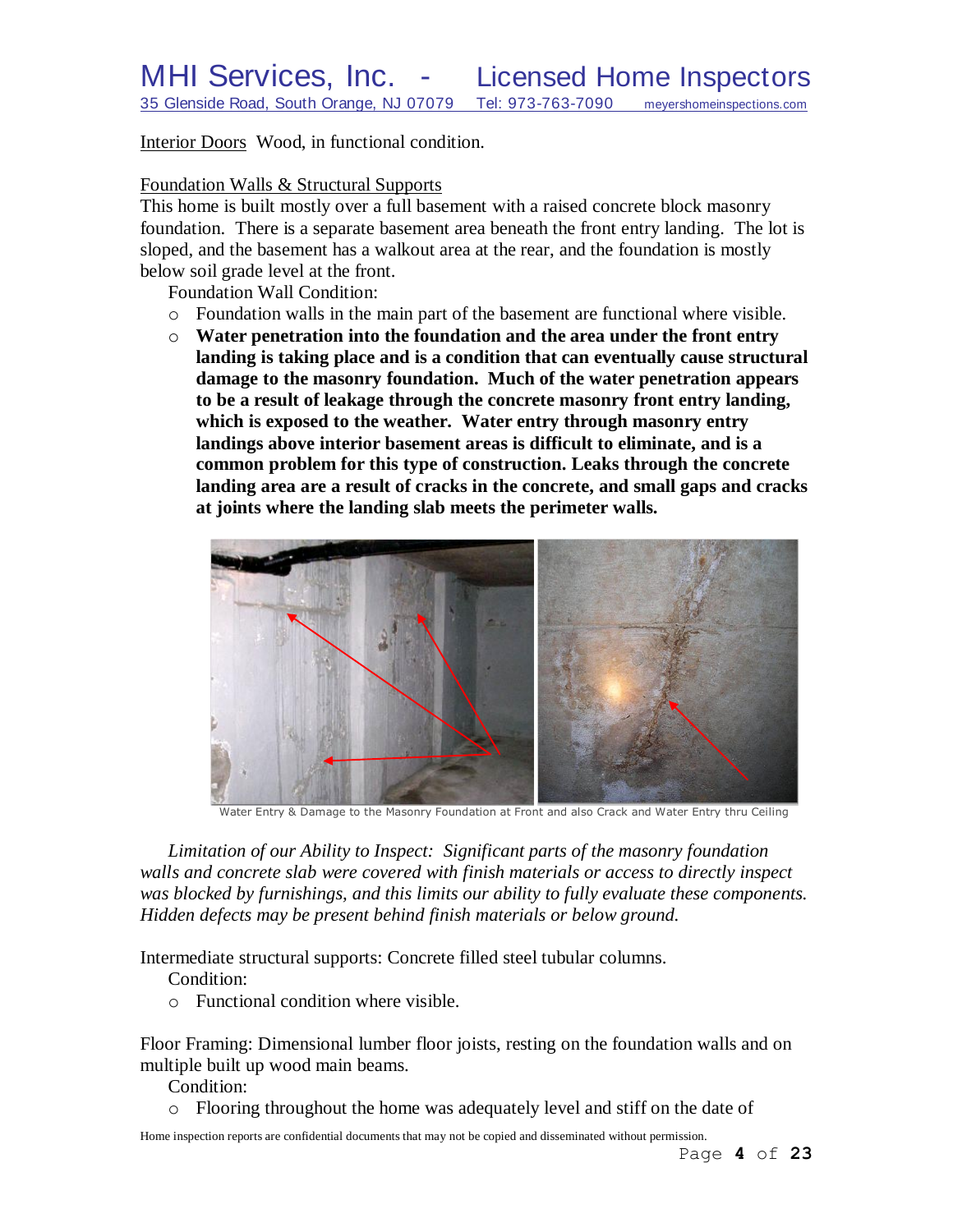Interior Doors Wood, in functional condition.

Foundation Walls & Structural Supports

This home is built mostly over a full basement with a raised concrete block masonry foundation. There is a separate basement area beneath the front entry landing. The lot is sloped, and the basement has a walkout area at the rear, and the foundation is mostly below soil grade level at the front.

Foundation Wall Condition:

- Foundation walls in the main part of the basement are functional where visible.
- **Water penetration into the foundation and the area under the front entry landing is taking place and is a condition that can eventually cause structural damage to the masonry foundation. Much of the water penetration appears to be a result of leakage through the concrete masonry front entry landing, which is exposed to the weather. Water entry through masonry entry landings above interior basement areas is difficult to eliminate, and is a common problem for this type of construction. Leaks through the concrete landing area are a result of cracks in the concrete, and small gaps and cracks at joints where the landing slab meets the perimeter walls.**

Water Entry & Damage to the Masonry Foundation at Front and also Crack and Water Entry thru Ceiling

*Limitation of our Ability to Inspect: Significant parts of the masonry foundation walls and concrete slab were covered with finish materials or access to directly inspect was blocked by furnishings, and this limits our ability to fully evaluate these components. Hidden defects may be present behind finish materials or below ground.*

Intermediate structural supports: Concrete filled steel tubular columns.

Condition:

- Functional condition where visible.

Floor Framing: Dimensional lumber floor joists, resting on the foundation walls and on multiple built up wood main beams.

Condition:

- Flooring throughout the home was adequately level and stiff on the date of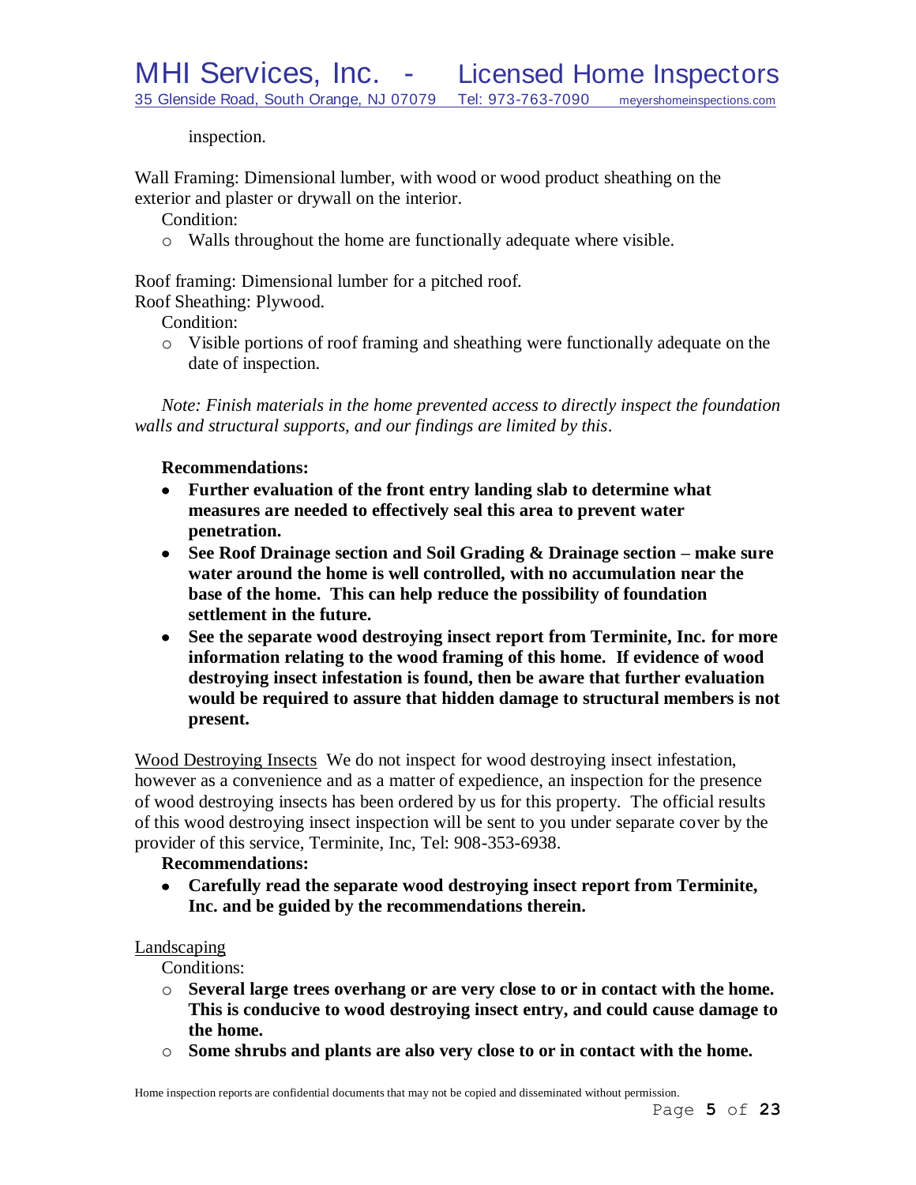inspection.

Wall Framing: Dimensional lumber, with wood or wood product sheathing on the exterior and plaster or drywall on the interior.

Condition:

- Walls throughout the home are functionally adequate where visible.

Roof framing: Dimensional lumber for a pitched roof.
Roof Sheathing: Plywood.

Condition:

- Visible portions of roof framing and sheathing were functionally adequate on the date of inspection.

*Note: Finish materials in the home prevented access to directly inspect the foundation walls and structural supports, and our findings are limited by this.*

**Recommendations:**

- **Further evaluation of the front entry landing slab to determine what measures are needed to effectively seal this area to prevent water penetration.**
- **See Roof Drainage section and Soil Grading & Drainage section – make sure water around the home is well controlled, with no accumulation near the base of the home. This can help reduce the possibility of foundation settlement in the future.**
- **See the separate wood destroying insect report from Terminite, Inc. for more information relating to the wood framing of this home. If evidence of wood destroying insect infestation is found, then be aware that further evaluation would be required to assure that hidden damage to structural members is not present.**

<u>Wood Destroying Insects</u> We do not inspect for wood destroying insect infestation, however as a convenience and as a matter of expedience, an inspection for the presence of wood destroying insects has been ordered by us for this property. The official results of this wood destroying insect inspection will be sent to you under separate cover by the provider of this service, Terminite, Inc, Tel: 908-353-6938.

**Recommendations:**

- **Carefully read the separate wood destroying insect report from Terminite, Inc. and be guided by the recommendations therein.**

<u>Landscaping</u>

Conditions:

- **Several large trees overhang or are very close to or in contact with the home. This is conducive to wood destroying insect entry, and could cause damage to the home.**
- **Some shrubs and plants are also very close to or in contact with the home.**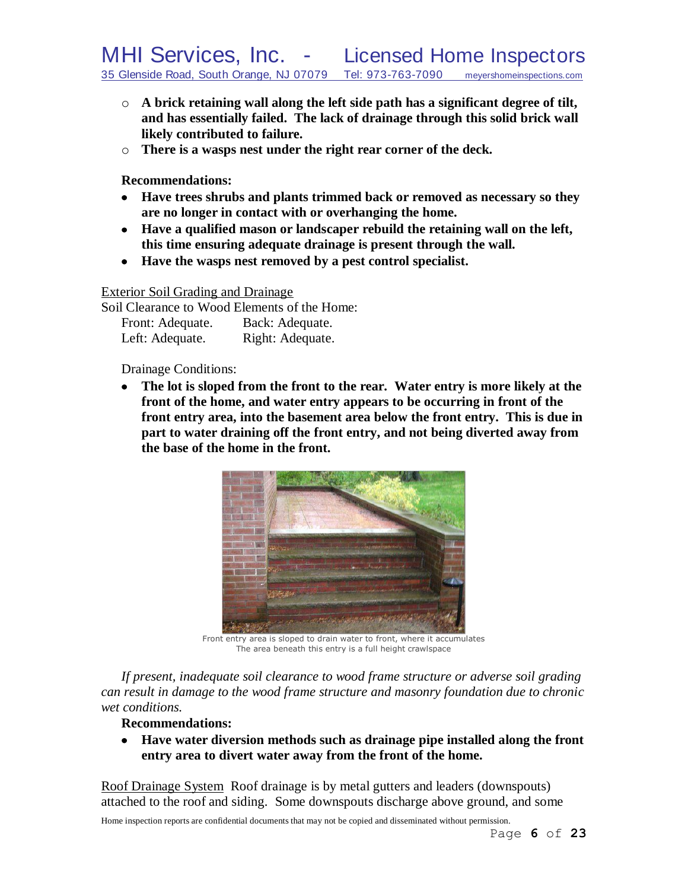- **A brick retaining wall along the left side path has a significant degree of tilt, and has essentially failed. The lack of drainage through this solid brick wall likely contributed to failure.**
- **There is a wasps nest under the right rear corner of the deck.**

**Recommendations:**

- **Have trees shrubs and plants trimmed back or removed as necessary so they are no longer in contact with or overhanging the home.**
- **Have a qualified mason or landscaper rebuild the retaining wall on the left, this time ensuring adequate drainage is present through the wall.**
- **Have the wasps nest removed by a pest control specialist.**

Exterior Soil Grading and Drainage

Soil Clearance to Wood Elements of the Home:

| Front: Adequate. | Back: Adequate. |
| --- | --- |
| Left: Adequate. | Right: Adequate. |

Drainage Conditions:

- **The lot is sloped from the front to the rear. Water entry is more likely at the front of the home, and water entry appears to be occurring in front of the front entry area, into the basement area below the front entry. This is due in part to water draining off the front entry, and not being diverted away from the base of the home in the front.**

Front entry area is sloped to drain water to front, where it accumulates
The area beneath this entry is a full height crawlspace

*If present, inadequate soil clearance to wood frame structure or adverse soil grading can result in damage to the wood frame structure and masonry foundation due to chronic wet conditions.*

**Recommendations:**

- **Have water diversion methods such as drainage pipe installed along the front entry area to divert water away from the front of the home.**

Roof Drainage System Roof drainage is by metal gutters and leaders (downspouts) attached to the roof and siding. Some downspouts discharge above ground, and some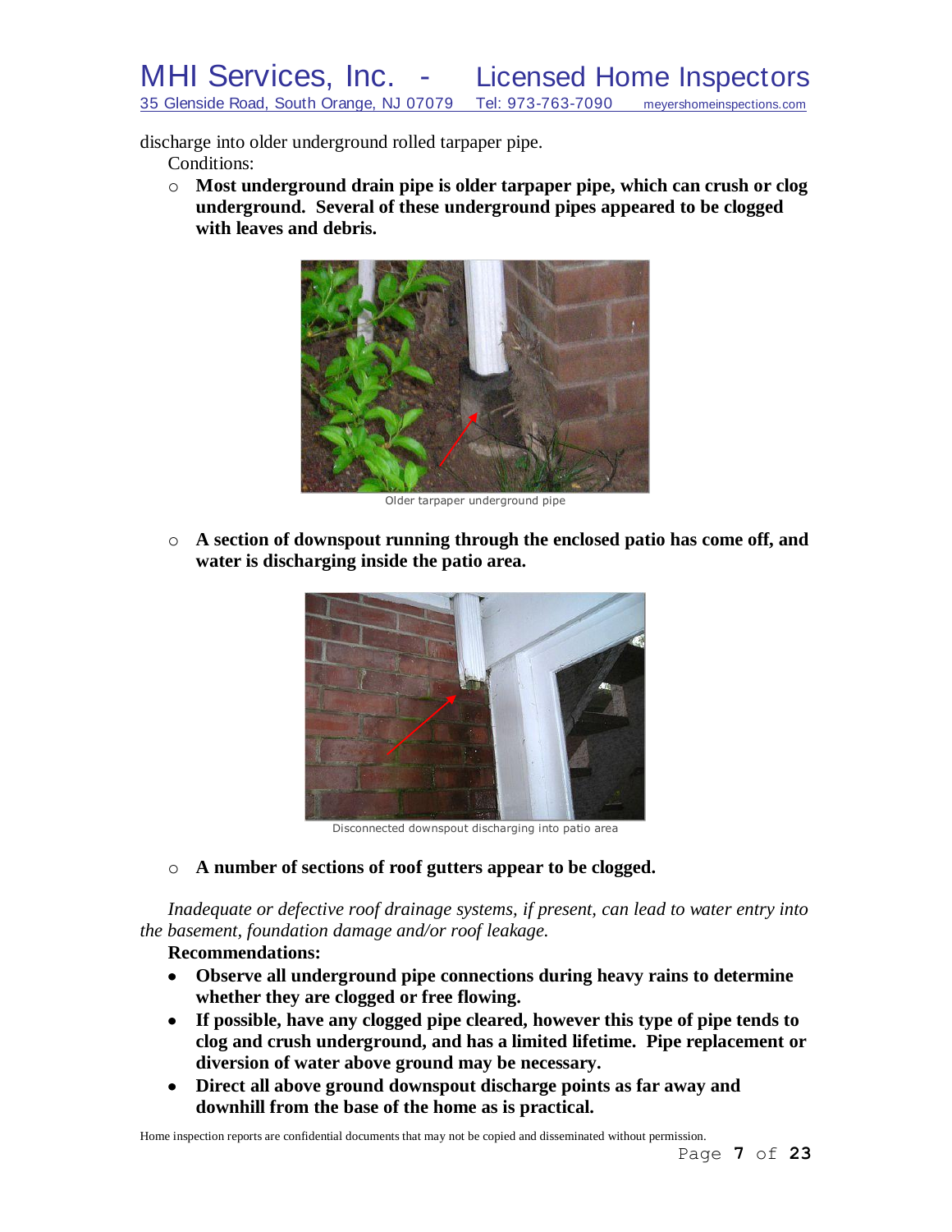discharge into older underground rolled tarpaper pipe.

Conditions:

- **Most underground drain pipe is older tarpaper pipe, which can crush or clog underground. Several of these underground pipes appeared to be clogged with leaves and debris.**

Older tarpaper underground pipe

- **A section of downspout running through the enclosed patio has come off, and water is discharging inside the patio area.**

Disconnected downspout discharging into patio area

- **A number of sections of roof gutters appear to be clogged.**

*Inadequate or defective roof drainage systems, if present, can lead to water entry into the basement, foundation damage and/or roof leakage.*

**Recommendations:**

- **Observe all underground pipe connections during heavy rains to determine whether they are clogged or free flowing.**
- **If possible, have any clogged pipe cleared, however this type of pipe tends to clog and crush underground, and has a limited lifetime. Pipe replacement or diversion of water above ground may be necessary.**
- **Direct all above ground downspout discharge points as far away and downhill from the base of the home as is practical.**

Home inspection reports are confidential documents that may not be copied and disseminated without permission.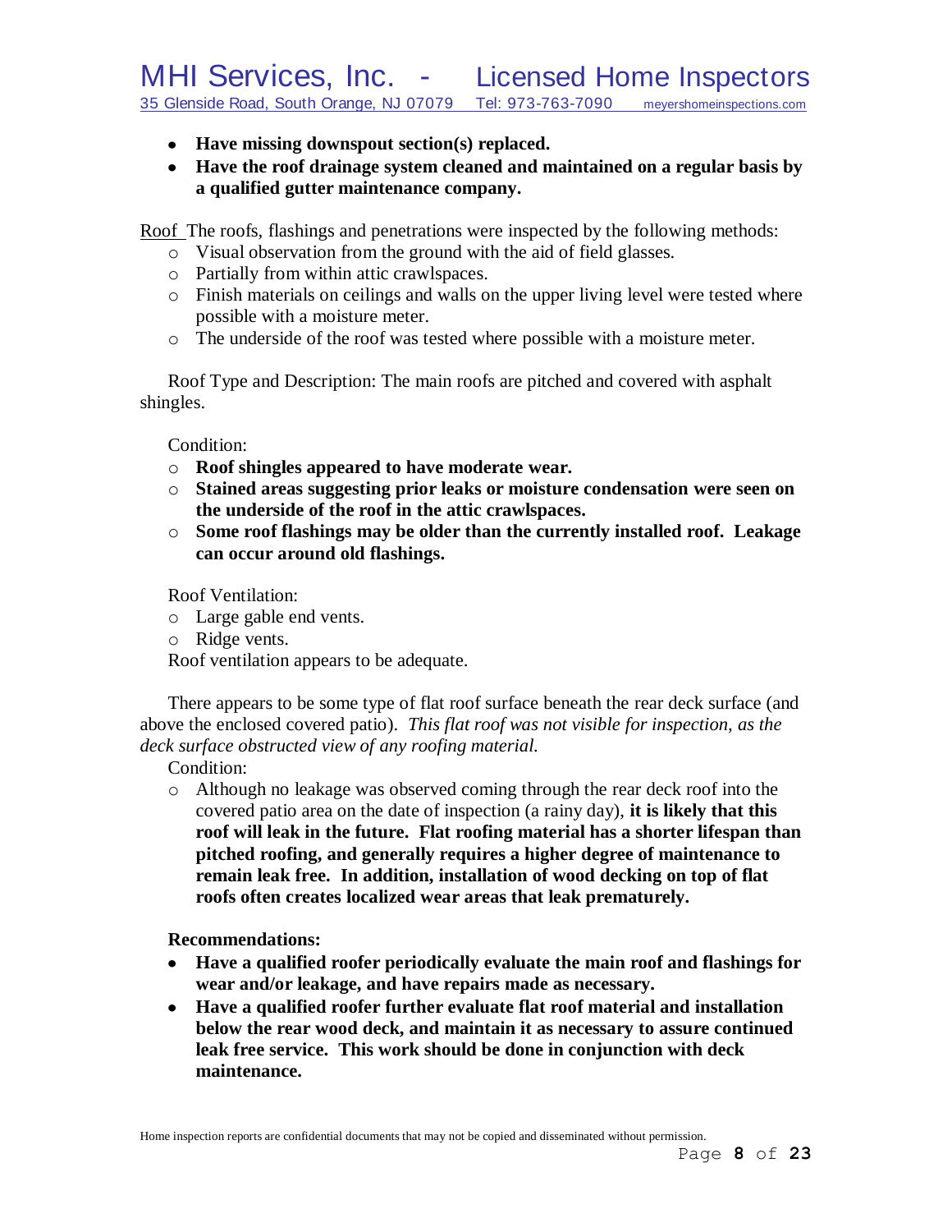- **Have missing downspout section(s) replaced.**
- **Have the roof drainage system cleaned and maintained on a regular basis by a qualified gutter maintenance company.**

Roof The roofs, flashings and penetrations were inspected by the following methods:

- Visual observation from the ground with the aid of field glasses.
- Partially from within attic crawlspaces.
- Finish materials on ceilings and walls on the upper living level were tested where possible with a moisture meter.
- The underside of the roof was tested where possible with a moisture meter.

Roof Type and Description: The main roofs are pitched and covered with asphalt shingles.

Condition:

- **Roof shingles appeared to have moderate wear.**
- **Stained areas suggesting prior leaks or moisture condensation were seen on the underside of the roof in the attic crawlspaces.**
- **Some roof flashings may be older than the currently installed roof. Leakage can occur around old flashings.**

Roof Ventilation:

- Large gable end vents.
- Ridge vents.

Roof ventilation appears to be adequate.

There appears to be some type of flat roof surface beneath the rear deck surface (and above the enclosed covered patio). *This flat roof was not visible for inspection, as the deck surface obstructed view of any roofing material.*

Condition:

- Although no leakage was observed coming through the rear deck roof into the covered patio area on the date of inspection (a rainy day), **it is likely that this roof will leak in the future. Flat roofing material has a shorter lifespan than pitched roofing, and generally requires a higher degree of maintenance to remain leak free. In addition, installation of wood decking on top of flat roofs often creates localized wear areas that leak prematurely.**

**Recommendations:**

- **Have a qualified roofer periodically evaluate the main roof and flashings for wear and/or leakage, and have repairs made as necessary.**
- **Have a qualified roofer further evaluate flat roof material and installation below the rear wood deck, and maintain it as necessary to assure continued leak free service. This work should be done in conjunction with deck maintenance.**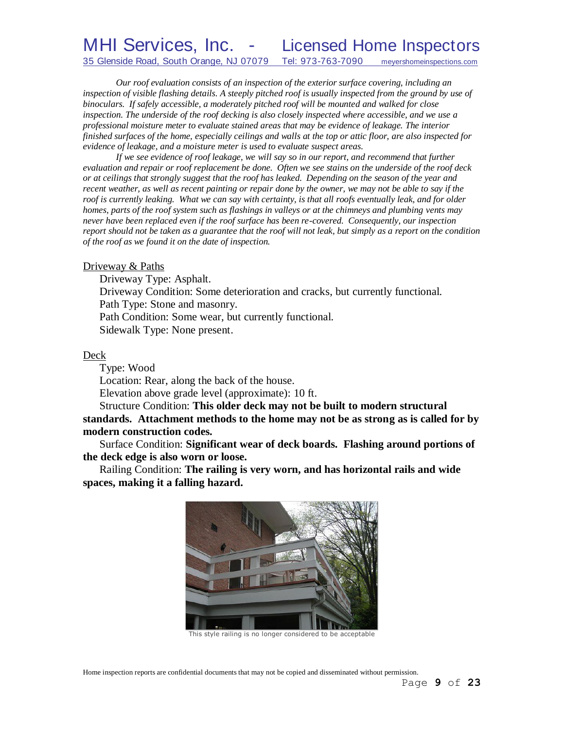*Our roof evaluation consists of an inspection of the exterior surface covering, including an inspection of visible flashing details. A steeply pitched roof is usually inspected from the ground by use of binoculars. If safely accessible, a moderately pitched roof will be mounted and walked for close inspection. The underside of the roof decking is also closely inspected where accessible, and we use a professional moisture meter to evaluate stained areas that may be evidence of leakage. The interior finished surfaces of the home, especially ceilings and walls at the top or attic floor, are also inspected for evidence of leakage, and a moisture meter is used to evaluate suspect areas.*

*If we see evidence of roof leakage, we will say so in our report, and recommend that further evaluation and repair or roof replacement be done. Often we see stains on the underside of the roof deck or at ceilings that strongly suggest that the roof has leaked. Depending on the season of the year and recent weather, as well as recent painting or repair done by the owner, we may not be able to say if the roof is currently leaking. What we can say with certainty, is that all roofs eventually leak, and for older homes, parts of the roof system such as flashings in valleys or at the chimneys and plumbing vents may never have been replaced even if the roof surface has been re-covered. Consequently, our inspection report should not be taken as a guarantee that the roof will not leak, but simply as a report on the condition of the roof as we found it on the date of inspection.*

<u>Driveway & Paths</u>

Driveway Type: Asphalt.
Driveway Condition: Some deterioration and cracks, but currently functional.
Path Type: Stone and masonry.
Path Condition: Some wear, but currently functional.
Sidewalk Type: None present.

<u>Deck</u>

Type: Wood
Location: Rear, along the back of the house.
Elevation above grade level (approximate): 10 ft.
Structure Condition: **This older deck may not be built to modern structural standards. Attachment methods to the home may not be as strong as is called for by modern construction codes.**
Surface Condition: **Significant wear of deck boards. Flashing around portions of the deck edge is also worn or loose.**
Railing Condition: **The railing is very worn, and has horizontal rails and wide spaces, making it a falling hazard.**

This style railing is no longer considered to be acceptable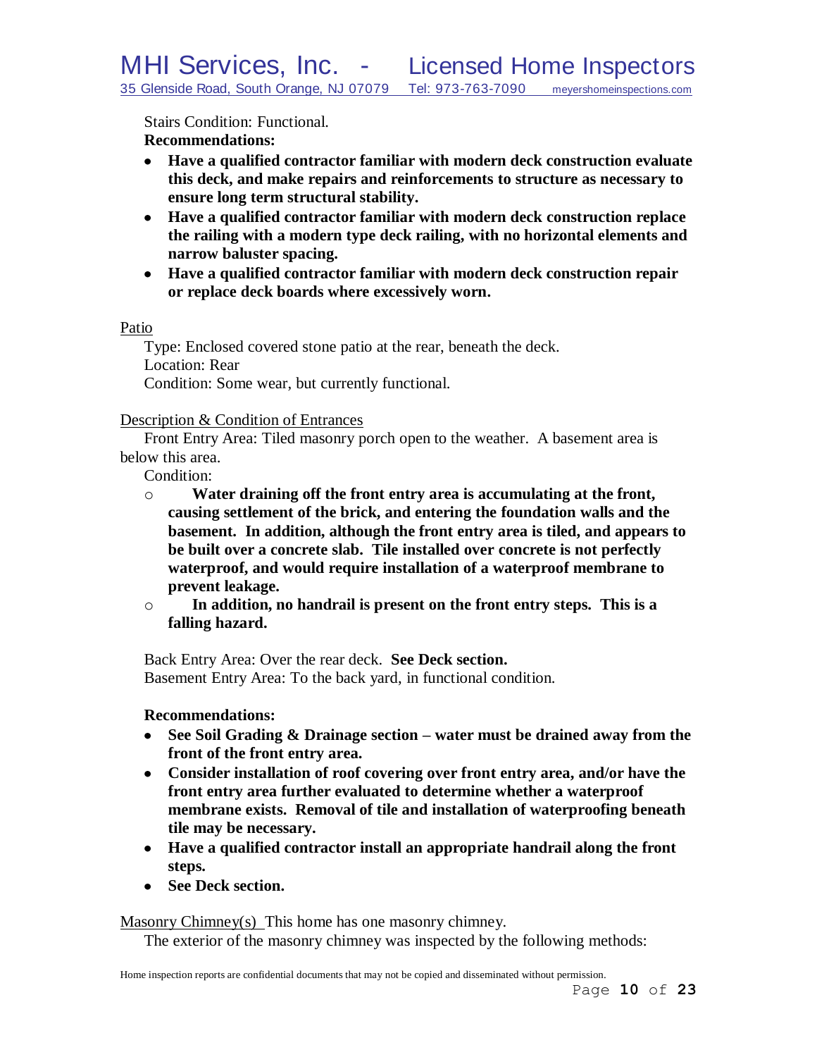Stairs Condition: Functional.

**Recommendations:**

- **Have a qualified contractor familiar with modern deck construction evaluate this deck, and make repairs and reinforcements to structure as necessary to ensure long term structural stability.**
- **Have a qualified contractor familiar with modern deck construction replace the railing with a modern type deck railing, with no horizontal elements and narrow baluster spacing.**
- **Have a qualified contractor familiar with modern deck construction repair or replace deck boards where excessively worn.**

<u>Patio</u>

Type: Enclosed covered stone patio at the rear, beneath the deck.
Location: Rear
Condition: Some wear, but currently functional.

<u>Description & Condition of Entrances</u>

Front Entry Area: Tiled masonry porch open to the weather. A basement area is below this area.

Condition:

- **Water draining off the front entry area is accumulating at the front, causing settlement of the brick, and entering the foundation walls and the basement. In addition, although the front entry area is tiled, and appears to be built over a concrete slab. Tile installed over concrete is not perfectly waterproof, and would require installation of a waterproof membrane to prevent leakage.**
- **In addition, no handrail is present on the front entry steps. This is a falling hazard.**

Back Entry Area: Over the rear deck. **See Deck section.**
Basement Entry Area: To the back yard, in functional condition.

**Recommendations:**

- **See Soil Grading & Drainage section – water must be drained away from the front of the front entry area.**
- **Consider installation of roof covering over front entry area, and/or have the front entry area further evaluated to determine whether a waterproof membrane exists. Removal of tile and installation of waterproofing beneath tile may be necessary.**
- **Have a qualified contractor install an appropriate handrail along the front steps.**
- **See Deck section.**

<u>Masonry Chimney(s)</u> This home has one masonry chimney.

The exterior of the masonry chimney was inspected by the following methods: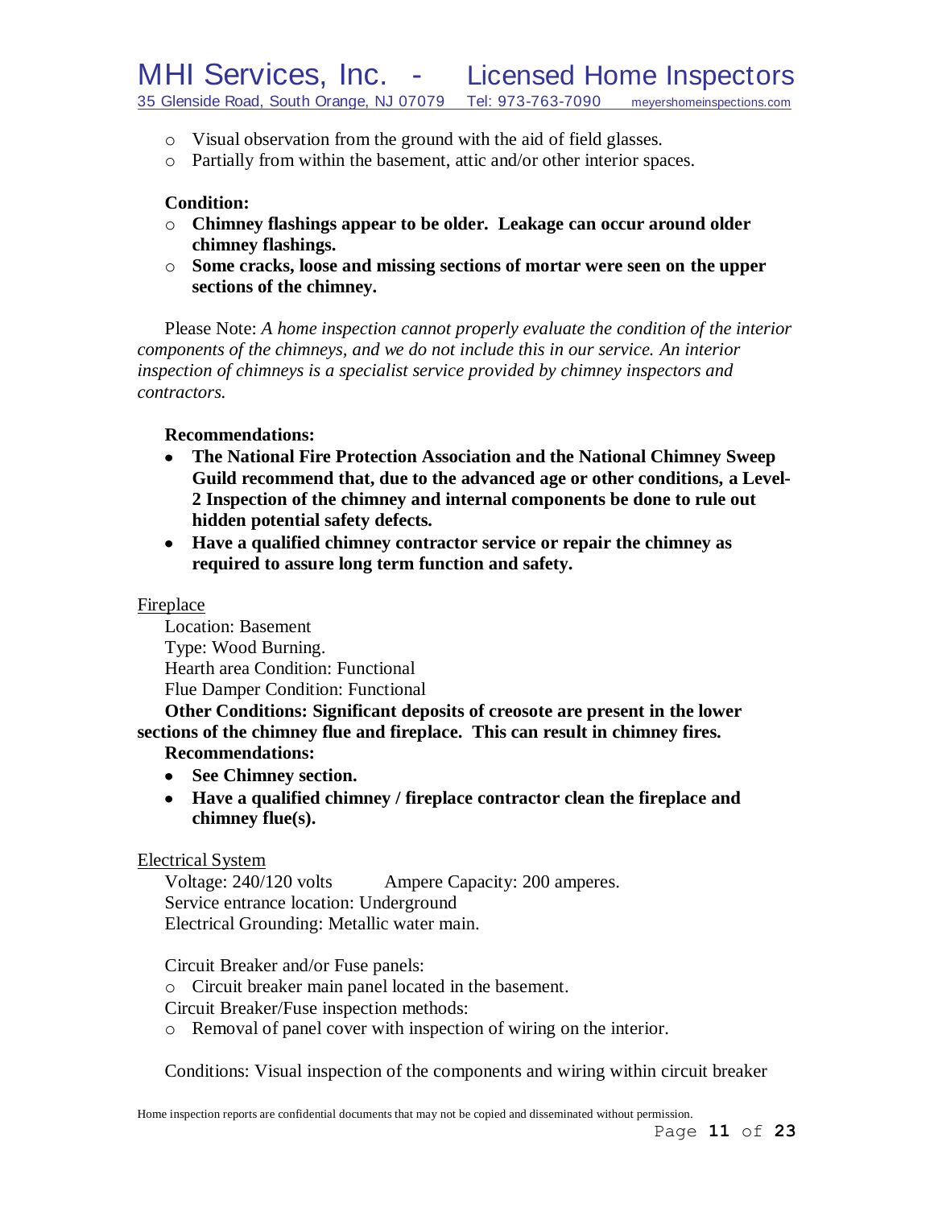- Visual observation from the ground with the aid of field glasses.
- Partially from within the basement, attic and/or other interior spaces.

**Condition:**

- **Chimney flashings appear to be older. Leakage can occur around older chimney flashings.**
- **Some cracks, loose and missing sections of mortar were seen on the upper sections of the chimney.**

Please Note: *A home inspection cannot properly evaluate the condition of the interior components of the chimneys, and we do not include this in our service. An interior inspection of chimneys is a specialist service provided by chimney inspectors and contractors.*

**Recommendations:**

- **The National Fire Protection Association and the National Chimney Sweep Guild recommend that, due to the advanced age or other conditions, a Level-2 Inspection of the chimney and internal components be done to rule out hidden potential safety defects.**
- **Have a qualified chimney contractor service or repair the chimney as required to assure long term function and safety.**

Fireplace

Location: Basement
Type: Wood Burning.
Hearth area Condition: Functional
Flue Damper Condition: Functional

**Other Conditions: Significant deposits of creosote are present in the lower sections of the chimney flue and fireplace. This can result in chimney fires.**

**Recommendations:**

- **See Chimney section.**
- **Have a qualified chimney / fireplace contractor clean the fireplace and chimney flue(s).**

Electrical System

Voltage: 240/120 volts Ampere Capacity: 200 amperes.
Service entrance location: Underground
Electrical Grounding: Metallic water main.

Circuit Breaker and/or Fuse panels:

- Circuit breaker main panel located in the basement.

Circuit Breaker/Fuse inspection methods:

- Removal of panel cover with inspection of wiring on the interior.

Conditions: Visual inspection of the components and wiring within circuit breaker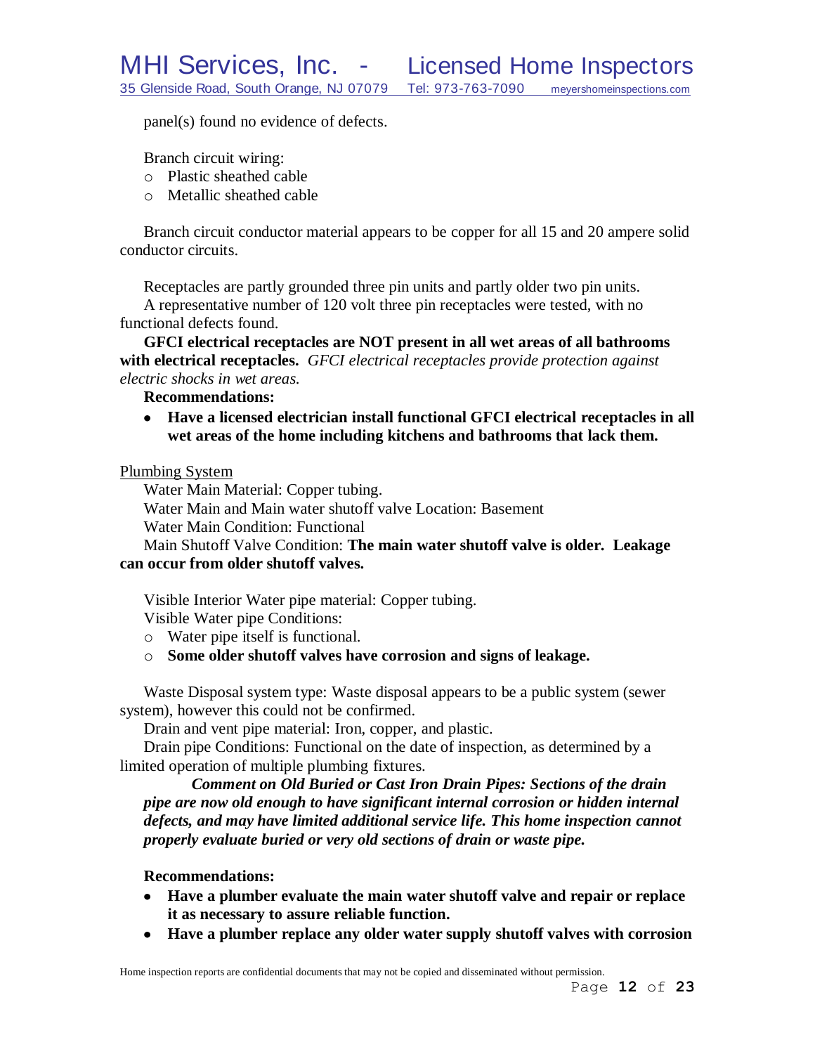panel(s) found no evidence of defects.

Branch circuit wiring:

- Plastic sheathed cable
- Metallic sheathed cable

Branch circuit conductor material appears to be copper for all 15 and 20 ampere solid conductor circuits.

Receptacles are partly grounded three pin units and partly older two pin units.
A representative number of 120 volt three pin receptacles were tested, with no functional defects found.

**GFCI electrical receptacles are NOT present in all wet areas of all bathrooms with electrical receptacles.** *GFCI electrical receptacles provide protection against electric shocks in wet areas.*

**Recommendations:**

- **Have a licensed electrician install functional GFCI electrical receptacles in all wet areas of the home including kitchens and bathrooms that lack them.**

Plumbing System

Water Main Material: Copper tubing.
Water Main and Main water shutoff valve Location: Basement
Water Main Condition: Functional
Main Shutoff Valve Condition: **The main water shutoff valve is older. Leakage can occur from older shutoff valves.**

Visible Interior Water pipe material: Copper tubing.
Visible Water pipe Conditions:

- Water pipe itself is functional.
- **Some older shutoff valves have corrosion and signs of leakage.**

Waste Disposal system type: Waste disposal appears to be a public system (sewer system), however this could not be confirmed.
Drain and vent pipe material: Iron, copper, and plastic.
Drain pipe Conditions: Functional on the date of inspection, as determined by a limited operation of multiple plumbing fixtures.

***Comment on Old Buried or Cast Iron Drain Pipes: Sections of the drain pipe are now old enough to have significant internal corrosion or hidden internal defects, and may have limited additional service life. This home inspection cannot properly evaluate buried or very old sections of drain or waste pipe.***

**Recommendations:**

- **Have a plumber evaluate the main water shutoff valve and repair or replace it as necessary to assure reliable function.**
- **Have a plumber replace any older water supply shutoff valves with corrosion**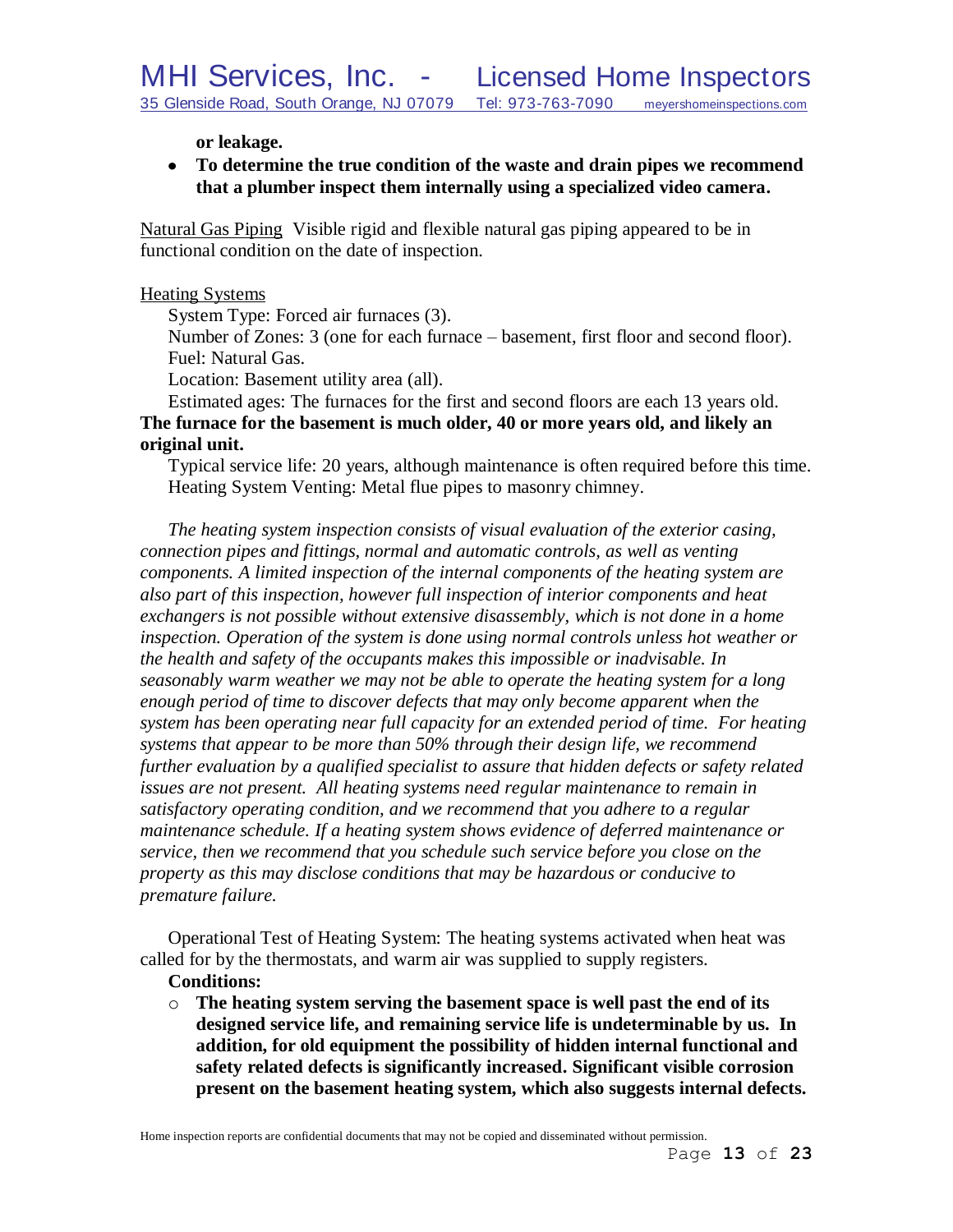**or leakage.**

- **To determine the true condition of the waste and drain pipes we recommend that a plumber inspect them internally using a specialized video camera.**

Natural Gas Piping Visible rigid and flexible natural gas piping appeared to be in functional condition on the date of inspection.

Heating Systems

System Type: Forced air furnaces (3).

Number of Zones: 3 (one for each furnace – basement, first floor and second floor).

Fuel: Natural Gas.

Location: Basement utility area (all).

Estimated ages: The furnaces for the first and second floors are each 13 years old. **The furnace for the basement is much older, 40 or more years old, and likely an original unit.**

Typical service life: 20 years, although maintenance is often required before this time.

Heating System Venting: Metal flue pipes to masonry chimney.

*The heating system inspection consists of visual evaluation of the exterior casing, connection pipes and fittings, normal and automatic controls, as well as venting components. A limited inspection of the internal components of the heating system are also part of this inspection, however full inspection of interior components and heat exchangers is not possible without extensive disassembly, which is not done in a home inspection. Operation of the system is done using normal controls unless hot weather or the health and safety of the occupants makes this impossible or inadvisable. In seasonably warm weather we may not be able to operate the heating system for a long enough period of time to discover defects that may only become apparent when the system has been operating near full capacity for an extended period of time. For heating systems that appear to be more than 50% through their design life, we recommend further evaluation by a qualified specialist to assure that hidden defects or safety related issues are not present. All heating systems need regular maintenance to remain in satisfactory operating condition, and we recommend that you adhere to a regular maintenance schedule. If a heating system shows evidence of deferred maintenance or service, then we recommend that you schedule such service before you close on the property as this may disclose conditions that may be hazardous or conducive to premature failure.*

Operational Test of Heating System: The heating systems activated when heat was called for by the thermostats, and warm air was supplied to supply registers.

**Conditions:**

- **The heating system serving the basement space is well past the end of its designed service life, and remaining service life is undeterminable by us. In addition, for old equipment the possibility of hidden internal functional and safety related defects is significantly increased. Significant visible corrosion present on the basement heating system, which also suggests internal defects.**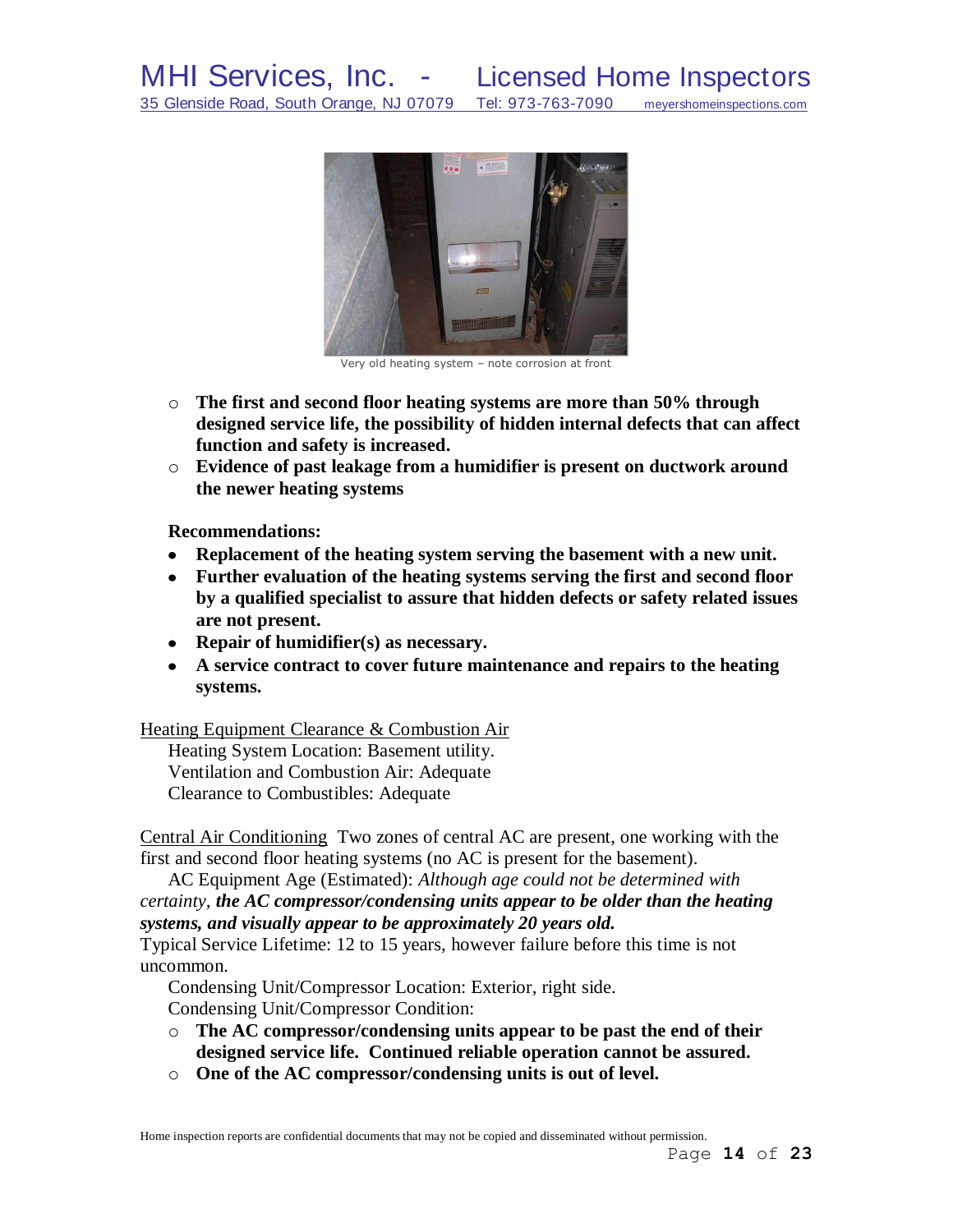Very old heating system – note corrosion at front

- **The first and second floor heating systems are more than 50% through designed service life, the possibility of hidden internal defects that can affect function and safety is increased.**
- **Evidence of past leakage from a humidifier is present on ductwork around the newer heating systems**

**Recommendations:**

- **Replacement of the heating system serving the basement with a new unit.**
- **Further evaluation of the heating systems serving the first and second floor by a qualified specialist to assure that hidden defects or safety related issues are not present.**
- **Repair of humidifier(s) as necessary.**
- **A service contract to cover future maintenance and repairs to the heating systems.**

Heating Equipment Clearance & Combustion Air

Heating System Location: Basement utility.
Ventilation and Combustion Air: Adequate
Clearance to Combustibles: Adequate

Central Air Conditioning Two zones of central AC are present, one working with the first and second floor heating systems (no AC is present for the basement).

AC Equipment Age (Estimated): *Although age could not be determined with certainty, **the AC compressor/condensing units appear to be older than the heating systems, and visually appear to be approximately 20 years old.***

Typical Service Lifetime: 12 to 15 years, however failure before this time is not uncommon.

Condensing Unit/Compressor Location: Exterior, right side.
Condensing Unit/Compressor Condition:

- **The AC compressor/condensing units appear to be past the end of their designed service life. Continued reliable operation cannot be assured.**
- **One of the AC compressor/condensing units is out of level.**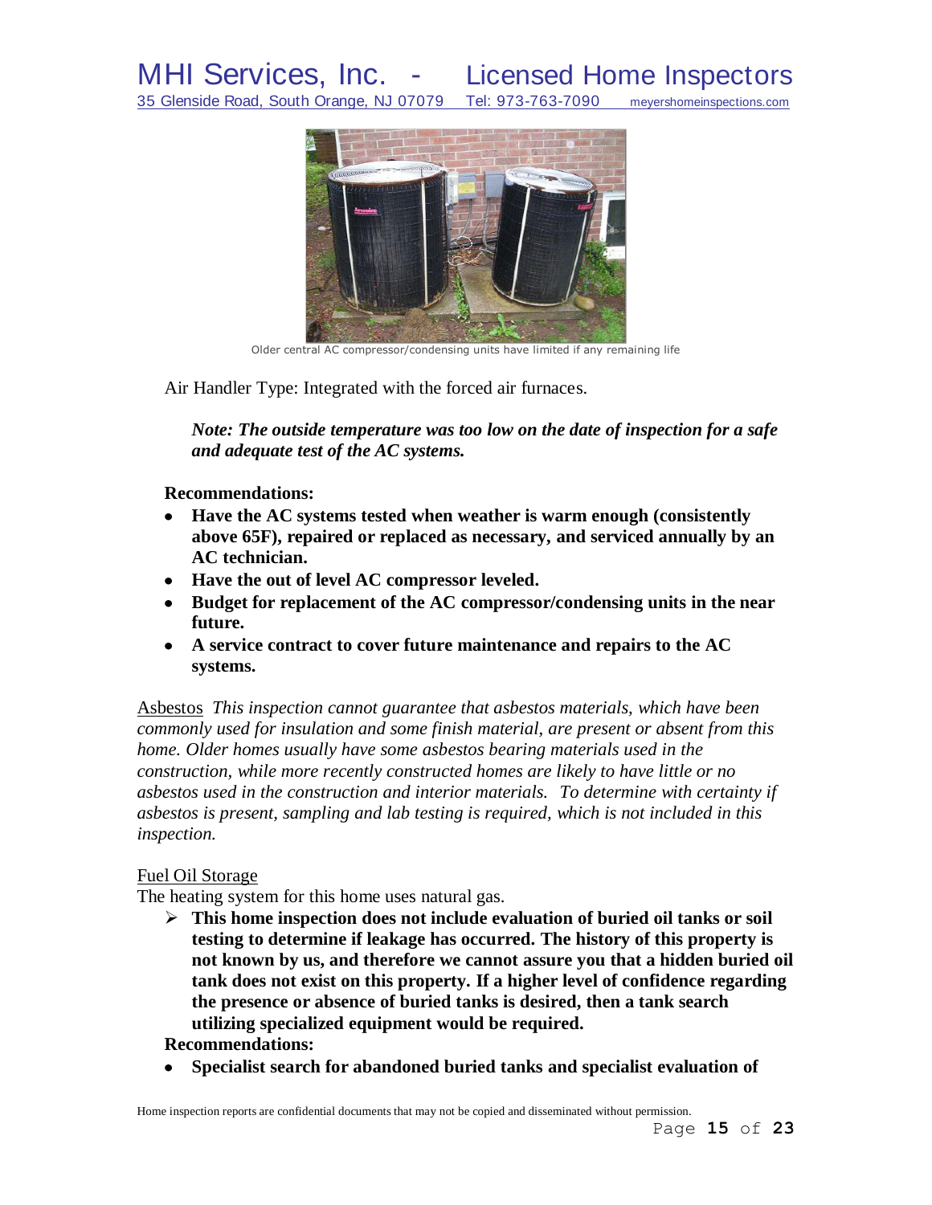Older central AC compressor/condensing units have limited if any remaining life

Air Handler Type: Integrated with the forced air furnaces.

***Note: The outside temperature was too low on the date of inspection for a safe and adequate test of the AC systems.***

**Recommendations:**

- **Have the AC systems tested when weather is warm enough (consistently above 65F), repaired or replaced as necessary, and serviced annually by an AC technician.**
- **Have the out of level AC compressor leveled.**
- **Budget for replacement of the AC compressor/condensing units in the near future.**
- **A service contract to cover future maintenance and repairs to the AC systems.**

Asbestos *This inspection cannot guarantee that asbestos materials, which have been commonly used for insulation and some finish material, are present or absent from this home. Older homes usually have some asbestos bearing materials used in the construction, while more recently constructed homes are likely to have little or no asbestos used in the construction and interior materials. To determine with certainty if asbestos is present, sampling and lab testing is required, which is not included in this inspection.*

Fuel Oil Storage

The heating system for this home uses natural gas.

- **This home inspection does not include evaluation of buried oil tanks or soil testing to determine if leakage has occurred. The history of this property is not known by us, and therefore we cannot assure you that a hidden buried oil tank does not exist on this property. If a higher level of confidence regarding the presence or absence of buried tanks is desired, then a tank search utilizing specialized equipment would be required.**

**Recommendations:**

- **Specialist search for abandoned buried tanks and specialist evaluation of**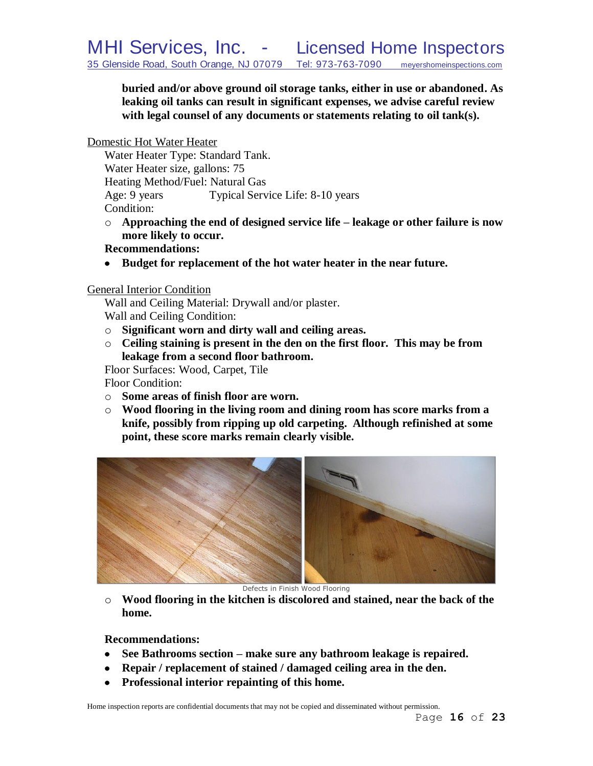**buried and/or above ground oil storage tanks, either in use or abandoned. As leaking oil tanks can result in significant expenses, we advise careful review with legal counsel of any documents or statements relating to oil tank(s).**

Domestic Hot Water Heater

Water Heater Type: Standard Tank.
Water Heater size, gallons: 75
Heating Method/Fuel: Natural Gas
Age: 9 years Typical Service Life: 8-10 years
Condition:

- **Approaching the end of designed service life – leakage or other failure is now more likely to occur.**

**Recommendations:**

- **Budget for replacement of the hot water heater in the near future.**

General Interior Condition

Wall and Ceiling Material: Drywall and/or plaster.
Wall and Ceiling Condition:

- **Significant worn and dirty wall and ceiling areas.**
- **Ceiling staining is present in the den on the first floor. This may be from leakage from a second floor bathroom.**

Floor Surfaces: Wood, Carpet, Tile
Floor Condition:

- **Some areas of finish floor are worn.**
- **Wood flooring in the living room and dining room has score marks from a knife, possibly from ripping up old carpeting. Although refinished at some point, these score marks remain clearly visible.**

Defects in Finish Wood Flooring

- **Wood flooring in the kitchen is discolored and stained, near the back of the home.**

**Recommendations:**

- **See Bathrooms section – make sure any bathroom leakage is repaired.**
- **Repair / replacement of stained / damaged ceiling area in the den.**
- **Professional interior repainting of this home.**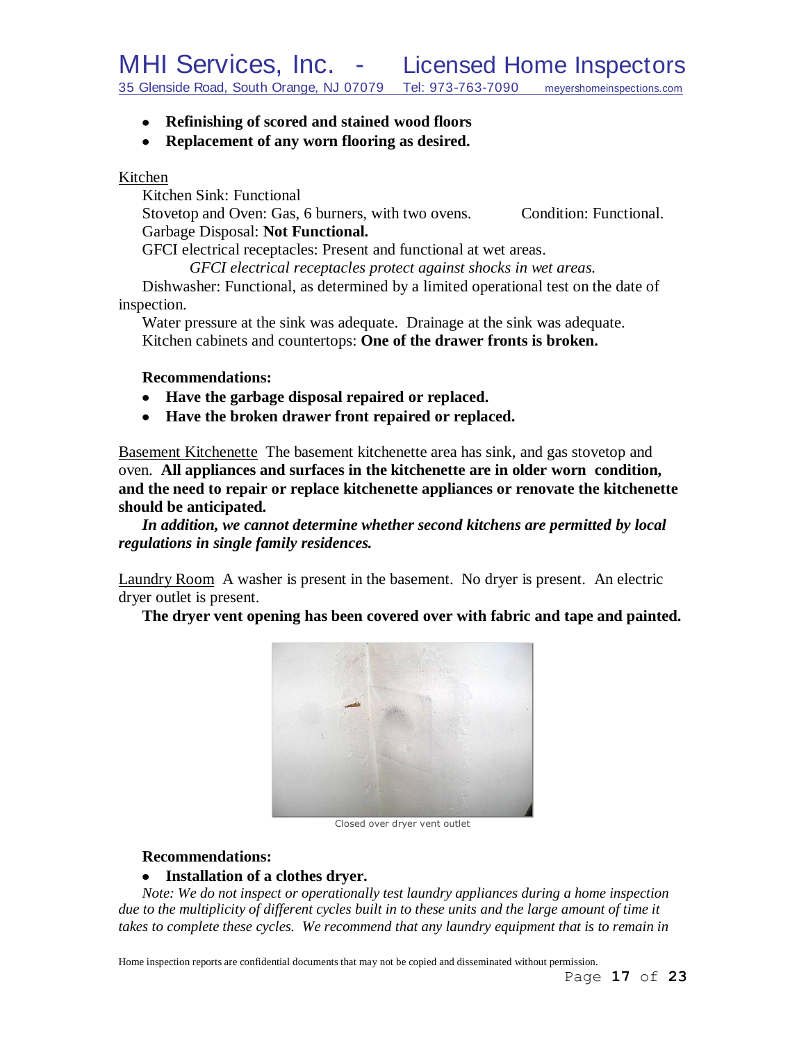- **Refinishing of scored and stained wood floors**
- **Replacement of any worn flooring as desired.**

Kitchen

Kitchen Sink: Functional

Stovetop and Oven: Gas, 6 burners, with two ovens. Condition: Functional.

Garbage Disposal: **Not Functional.**

GFCI electrical receptacles: Present and functional at wet areas.

*GFCI electrical receptacles protect against shocks in wet areas.*

Dishwasher: Functional, as determined by a limited operational test on the date of inspection.

Water pressure at the sink was adequate. Drainage at the sink was adequate.

Kitchen cabinets and countertops: **One of the drawer fronts is broken.**

**Recommendations:**

- **Have the garbage disposal repaired or replaced.**
- **Have the broken drawer front repaired or replaced.**

Basement Kitchenette The basement kitchenette area has sink, and gas stovetop and oven. **All appliances and surfaces in the kitchenette are in older worn condition, and the need to repair or replace kitchenette appliances or renovate the kitchenette should be anticipated.**

***In addition, we cannot determine whether second kitchens are permitted by local regulations in single family residences.***

Laundry Room A washer is present in the basement. No dryer is present. An electric dryer outlet is present.

**The dryer vent opening has been covered over with fabric and tape and painted.**

Closed over dryer vent outlet

**Recommendations:**

- **Installation of a clothes dryer.**

*Note: We do not inspect or operationally test laundry appliances during a home inspection due to the multiplicity of different cycles built in to these units and the large amount of time it takes to complete these cycles. We recommend that any laundry equipment that is to remain in*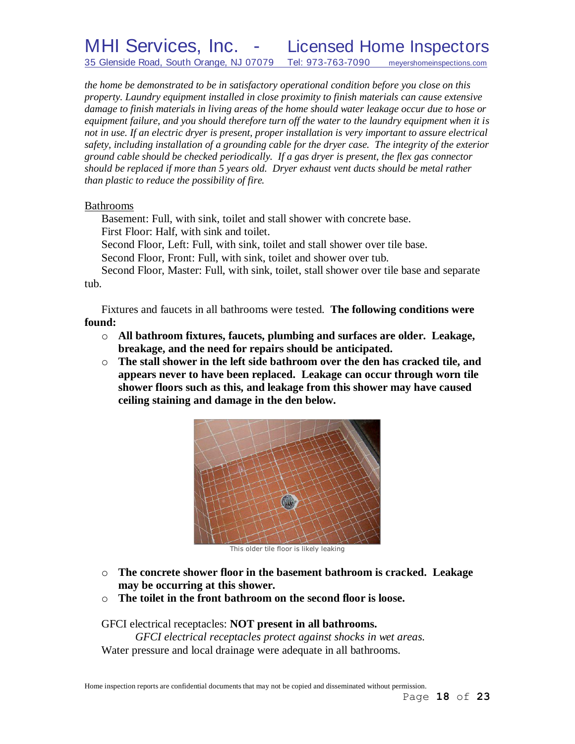*the home be demonstrated to be in satisfactory operational condition before you close on this property. Laundry equipment installed in close proximity to finish materials can cause extensive damage to finish materials in living areas of the home should water leakage occur due to hose or equipment failure, and you should therefore turn off the water to the laundry equipment when it is not in use. If an electric dryer is present, proper installation is very important to assure electrical safety, including installation of a grounding cable for the dryer case. The integrity of the exterior ground cable should be checked periodically. If a gas dryer is present, the flex gas connector should be replaced if more than 5 years old. Dryer exhaust vent ducts should be metal rather than plastic to reduce the possibility of fire.*

Bathrooms

Basement: Full, with sink, toilet and stall shower with concrete base.
First Floor: Half, with sink and toilet.
Second Floor, Left: Full, with sink, toilet and stall shower over tile base.
Second Floor, Front: Full, with sink, toilet and shower over tub.
Second Floor, Master: Full, with sink, toilet, stall shower over tile base and separate tub.

Fixtures and faucets in all bathrooms were tested. **The following conditions were found:**

- **All bathroom fixtures, faucets, plumbing and surfaces are older. Leakage, breakage, and the need for repairs should be anticipated.**
- **The stall shower in the left side bathroom over the den has cracked tile, and appears never to have been replaced. Leakage can occur through worn tile shower floors such as this, and leakage from this shower may have caused ceiling staining and damage in the den below.**

This older tile floor is likely leaking

- **The concrete shower floor in the basement bathroom is cracked. Leakage may be occurring at this shower.**
- **The toilet in the front bathroom on the second floor is loose.**

GFCI electrical receptacles: **NOT present in all bathrooms.**

*GFCI electrical receptacles protect against shocks in wet areas.*

Water pressure and local drainage were adequate in all bathrooms.

Home inspection reports are confidential documents that may not be copied and disseminated without permission.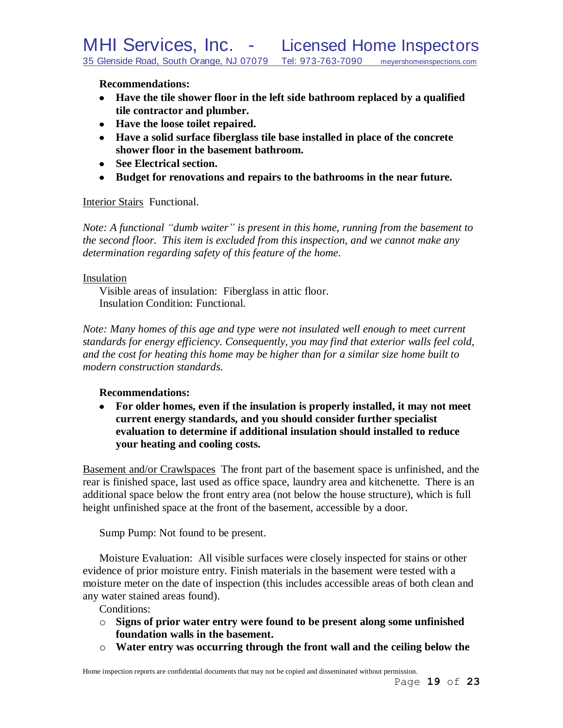**Recommendations:**

- **Have the tile shower floor in the left side bathroom replaced by a qualified tile contractor and plumber.**
- **Have the loose toilet repaired.**
- **Have a solid surface fiberglass tile base installed in place of the concrete shower floor in the basement bathroom.**
- **See Electrical section.**
- **Budget for renovations and repairs to the bathrooms in the near future.**

<u>Interior Stairs</u> Functional.

*Note: A functional "dumb waiter" is present in this home, running from the basement to the second floor. This item is excluded from this inspection, and we cannot make any determination regarding safety of this feature of the home.*

<u>Insulation</u>

Visible areas of insulation: Fiberglass in attic floor.
Insulation Condition: Functional.

*Note: Many homes of this age and type were not insulated well enough to meet current standards for energy efficiency. Consequently, you may find that exterior walls feel cold, and the cost for heating this home may be higher than for a similar size home built to modern construction standards.*

**Recommendations:**

- **For older homes, even if the insulation is properly installed, it may not meet current energy standards, and you should consider further specialist evaluation to determine if additional insulation should installed to reduce your heating and cooling costs.**

<u>Basement and/or Crawlspaces</u> The front part of the basement space is unfinished, and the rear is finished space, last used as office space, laundry area and kitchenette. There is an additional space below the front entry area (not below the house structure), which is full height unfinished space at the front of the basement, accessible by a door.

Sump Pump: Not found to be present.

Moisture Evaluation: All visible surfaces were closely inspected for stains or other evidence of prior moisture entry. Finish materials in the basement were tested with a moisture meter on the date of inspection (this includes accessible areas of both clean and any water stained areas found).

Conditions:

- **Signs of prior water entry were found to be present along some unfinished foundation walls in the basement.**
- **Water entry was occurring through the front wall and the ceiling below the**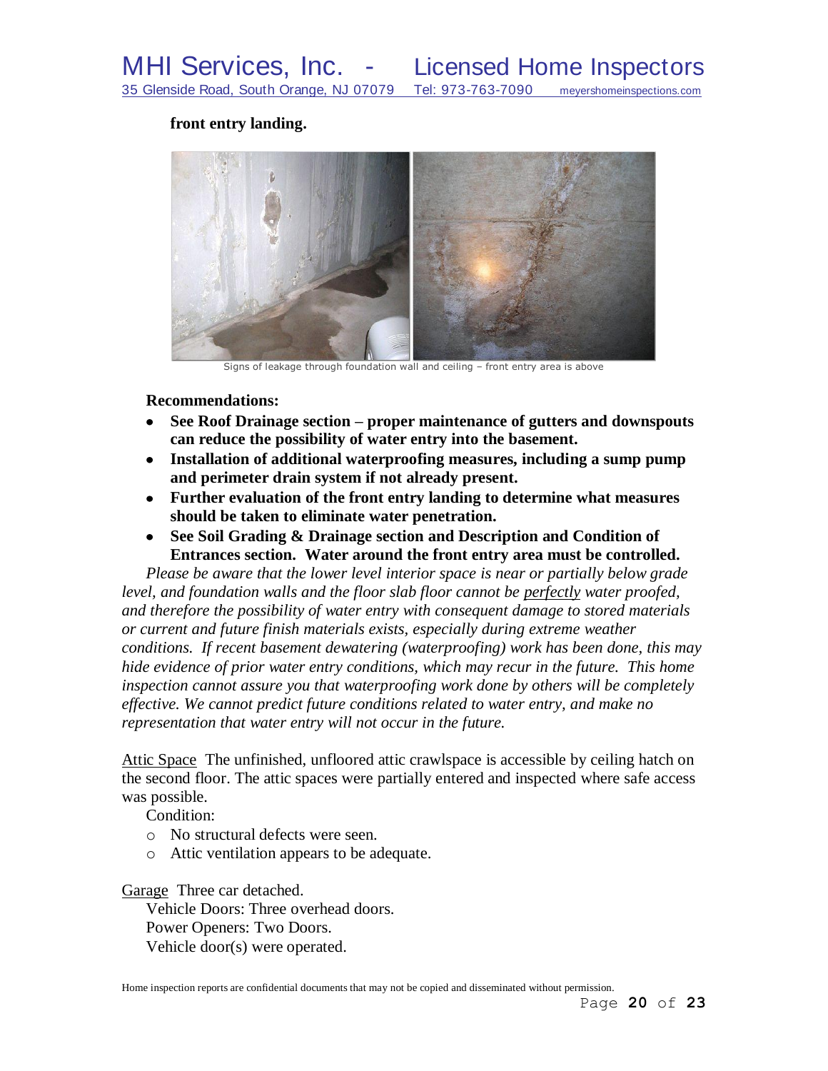**front entry landing.**

Signs of leakage through foundation wall and ceiling – front entry area is above

**Recommendations:**

- **See Roof Drainage section – proper maintenance of gutters and downspouts can reduce the possibility of water entry into the basement.**
- **Installation of additional waterproofing measures, including a sump pump and perimeter drain system if not already present.**
- **Further evaluation of the front entry landing to determine what measures should be taken to eliminate water penetration.**
- **See Soil Grading & Drainage section and Description and Condition of Entrances section. Water around the front entry area must be controlled.**

*Please be aware that the lower level interior space is near or partially below grade level, and foundation walls and the floor slab floor cannot be perfectly water proofed, and therefore the possibility of water entry with consequent damage to stored materials or current and future finish materials exists, especially during extreme weather conditions. If recent basement dewatering (waterproofing) work has been done, this may hide evidence of prior water entry conditions, which may recur in the future. This home inspection cannot assure you that waterproofing work done by others will be completely effective. We cannot predict future conditions related to water entry, and make no representation that water entry will not occur in the future.*

Attic Space The unfinished, unfloored attic crawlspace is accessible by ceiling hatch on the second floor. The attic spaces were partially entered and inspected where safe access was possible.

Condition:

- No structural defects were seen.
- Attic ventilation appears to be adequate.

Garage Three car detached.

Vehicle Doors: Three overhead doors.

Power Openers: Two Doors.

Vehicle door(s) were operated.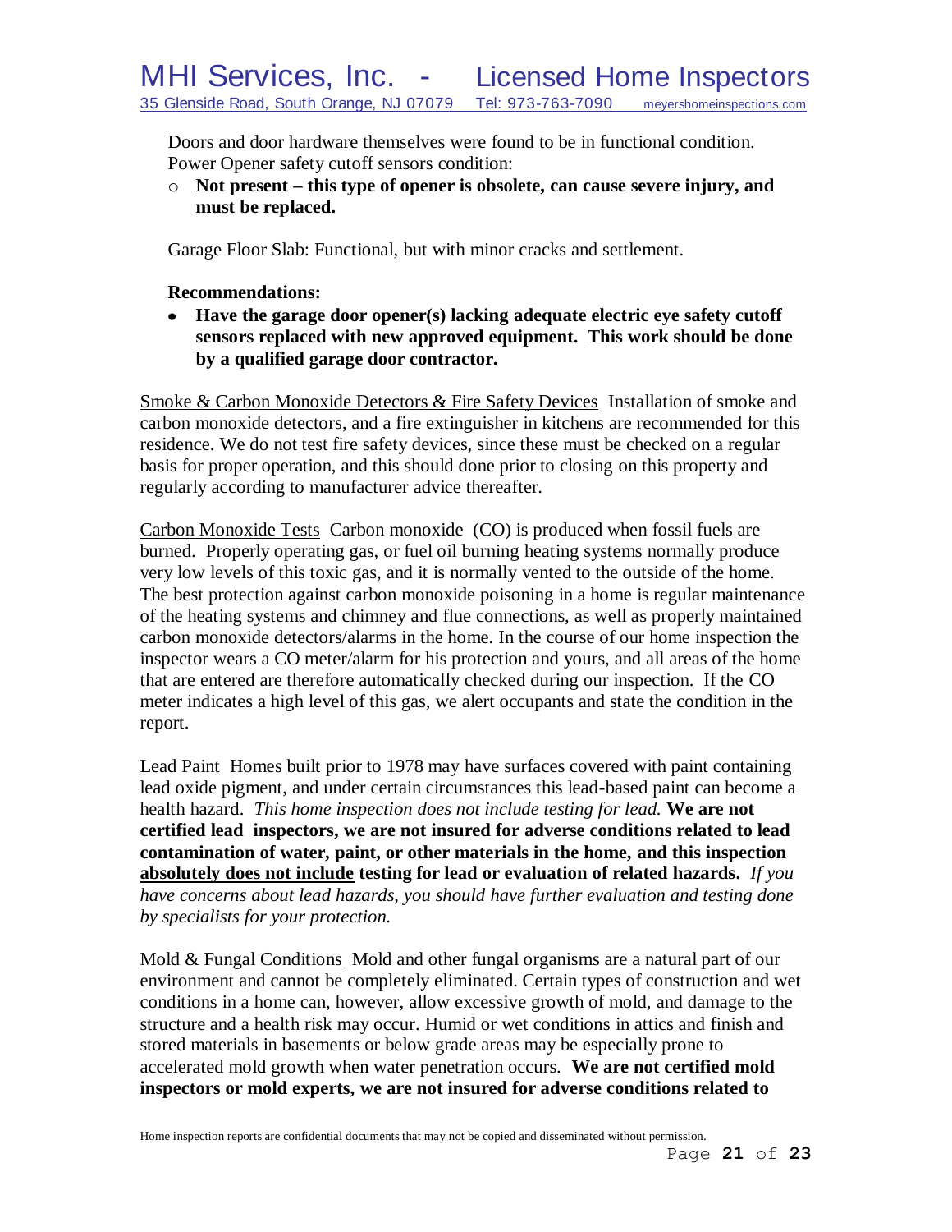Doors and door hardware themselves were found to be in functional condition.
Power Opener safety cutoff sensors condition:

- **Not present – this type of opener is obsolete, can cause severe injury, and must be replaced.**

Garage Floor Slab: Functional, but with minor cracks and settlement.

**Recommendations:**

- **Have the garage door opener(s) lacking adequate electric eye safety cutoff sensors replaced with new approved equipment. This work should be done by a qualified garage door contractor.**

<u>Smoke & Carbon Monoxide Detectors & Fire Safety Devices</u> Installation of smoke and carbon monoxide detectors, and a fire extinguisher in kitchens are recommended for this residence. We do not test fire safety devices, since these must be checked on a regular basis for proper operation, and this should done prior to closing on this property and regularly according to manufacturer advice thereafter.

<u>Carbon Monoxide Tests</u> Carbon monoxide (CO) is produced when fossil fuels are burned. Properly operating gas, or fuel oil burning heating systems normally produce very low levels of this toxic gas, and it is normally vented to the outside of the home. The best protection against carbon monoxide poisoning in a home is regular maintenance of the heating systems and chimney and flue connections, as well as properly maintained carbon monoxide detectors/alarms in the home. In the course of our home inspection the inspector wears a CO meter/alarm for his protection and yours, and all areas of the home that are entered are therefore automatically checked during our inspection. If the CO meter indicates a high level of this gas, we alert occupants and state the condition in the report.

<u>Lead Paint</u> Homes built prior to 1978 may have surfaces covered with paint containing lead oxide pigment, and under certain circumstances this lead-based paint can become a health hazard. *This home inspection does not include testing for lead.* **We are not certified lead inspectors, we are not insured for adverse conditions related to lead contamination of water, paint, or other materials in the home, and this inspection <u>absolutely does not include</u> testing for lead or evaluation of related hazards.** *If you have concerns about lead hazards, you should have further evaluation and testing done by specialists for your protection.*

<u>Mold & Fungal Conditions</u> Mold and other fungal organisms are a natural part of our environment and cannot be completely eliminated. Certain types of construction and wet conditions in a home can, however, allow excessive growth of mold, and damage to the structure and a health risk may occur. Humid or wet conditions in attics and finish and stored materials in basements or below grade areas may be especially prone to accelerated mold growth when water penetration occurs. **We are not certified mold inspectors or mold experts, we are not insured for adverse conditions related to**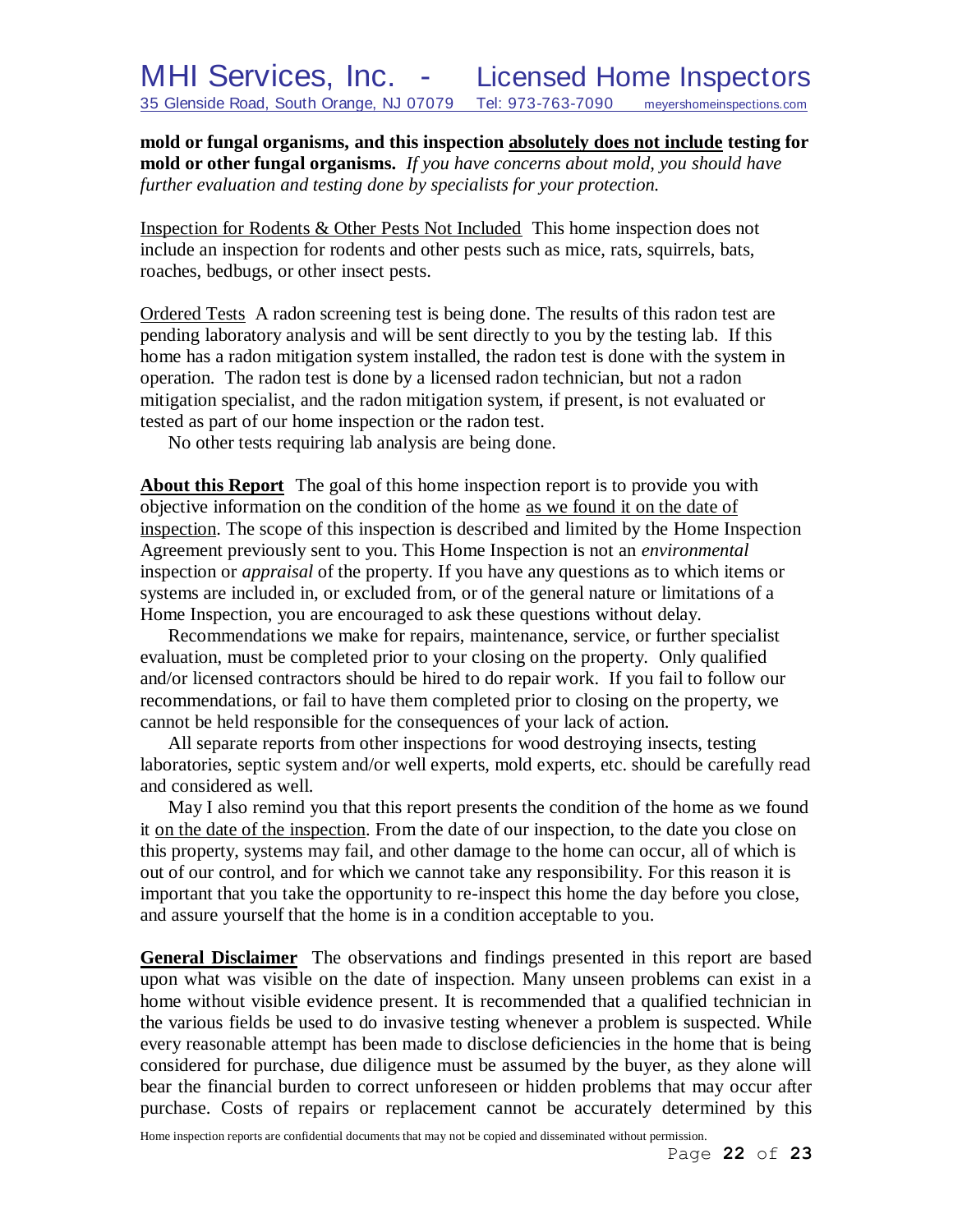**mold or fungal organisms, and this inspection <u>absolutely does not include</u> testing for mold or other fungal organisms.** *If you have concerns about mold, you should have further evaluation and testing done by specialists for your protection.*

<u>Inspection for Rodents & Other Pests Not Included</u> This home inspection does not include an inspection for rodents and other pests such as mice, rats, squirrels, bats, roaches, bedbugs, or other insect pests.

<u>Ordered Tests</u> A radon screening test is being done. The results of this radon test are pending laboratory analysis and will be sent directly to you by the testing lab. If this home has a radon mitigation system installed, the radon test is done with the system in operation. The radon test is done by a licensed radon technician, but not a radon mitigation specialist, and the radon mitigation system, if present, is not evaluated or tested as part of our home inspection or the radon test.

No other tests requiring lab analysis are being done.

**<u>About this Report</u>** The goal of this home inspection report is to provide you with objective information on the condition of the home <u>as we found it on the date of inspection</u>. The scope of this inspection is described and limited by the Home Inspection Agreement previously sent to you. This Home Inspection is not an *environmental* inspection or *appraisal* of the property. If you have any questions as to which items or systems are included in, or excluded from, or of the general nature or limitations of a Home Inspection, you are encouraged to ask these questions without delay.

Recommendations we make for repairs, maintenance, service, or further specialist evaluation, must be completed prior to your closing on the property. Only qualified and/or licensed contractors should be hired to do repair work. If you fail to follow our recommendations, or fail to have them completed prior to closing on the property, we cannot be held responsible for the consequences of your lack of action.

All separate reports from other inspections for wood destroying insects, testing laboratories, septic system and/or well experts, mold experts, etc. should be carefully read and considered as well.

May I also remind you that this report presents the condition of the home as we found it <u>on the date of the inspection</u>. From the date of our inspection, to the date you close on this property, systems may fail, and other damage to the home can occur, all of which is out of our control, and for which we cannot take any responsibility. For this reason it is important that you take the opportunity to re-inspect this home the day before you close, and assure yourself that the home is in a condition acceptable to you.

**<u>General Disclaimer</u>** The observations and findings presented in this report are based upon what was visible on the date of inspection. Many unseen problems can exist in a home without visible evidence present. It is recommended that a qualified technician in the various fields be used to do invasive testing whenever a problem is suspected. While every reasonable attempt has been made to disclose deficiencies in the home that is being considered for purchase, due diligence must be assumed by the buyer, as they alone will bear the financial burden to correct unforeseen or hidden problems that may occur after purchase. Costs of repairs or replacement cannot be accurately determined by this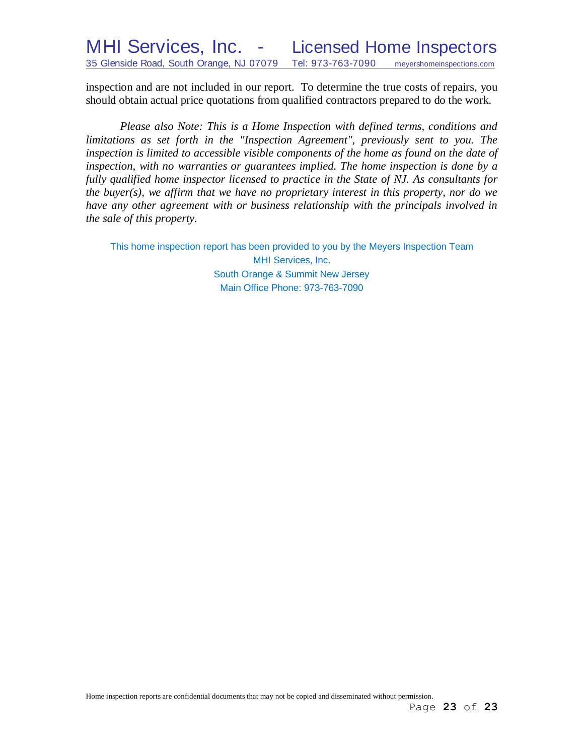inspection and are not included in our report. To determine the true costs of repairs, you should obtain actual price quotations from qualified contractors prepared to do the work.

*Please also Note: This is a Home Inspection with defined terms, conditions and limitations as set forth in the "Inspection Agreement", previously sent to you. The inspection is limited to accessible visible components of the home as found on the date of inspection, with no warranties or guarantees implied. The home inspection is done by a fully qualified home inspector licensed to practice in the State of NJ. As consultants for the buyer(s), we affirm that we have no proprietary interest in this property, nor do we have any other agreement with or business relationship with the principals involved in the sale of this property.*

This home inspection report has been provided to you by the Meyers Inspection Team
MHI Services, Inc.
South Orange & Summit New Jersey
Main Office Phone: 973-763-7090

Home inspection reports are confidential documents that may not be copied and disseminated without permission.